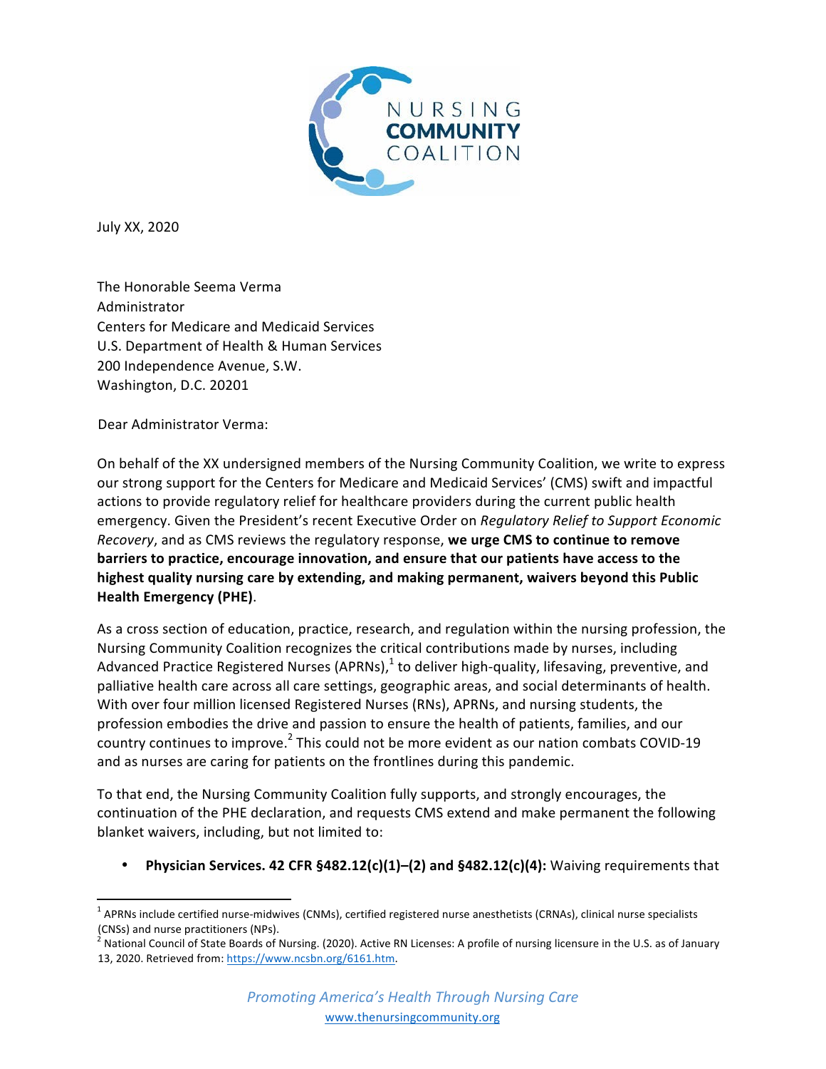NURSING COMMUNITY COALITION

July XX, 2020

The Honorable Seema Verma
Administrator
Centers for Medicare and Medicaid Services
U.S. Department of Health & Human Services
200 Independence Avenue, S.W.
Washington, D.C. 20201

Dear Administrator Verma:

On behalf of the XX undersigned members of the Nursing Community Coalition, we write to express our strong support for the Centers for Medicare and Medicaid Services' (CMS) swift and impactful actions to provide regulatory relief for healthcare providers during the current public health emergency. Given the President's recent Executive Order on *Regulatory Relief to Support Economic Recovery*, and as CMS reviews the regulatory response, **we urge CMS to continue to remove barriers to practice, encourage innovation, and ensure that our patients have access to the highest quality nursing care by extending, and making permanent, waivers beyond this Public Health Emergency (PHE)**.

As a cross section of education, practice, research, and regulation within the nursing profession, the Nursing Community Coalition recognizes the critical contributions made by nurses, including Advanced Practice Registered Nurses (APRNs),[1] to deliver high-quality, lifesaving, preventive, and palliative health care across all care settings, geographic areas, and social determinants of health. With over four million licensed Registered Nurses (RNs), APRNs, and nursing students, the profession embodies the drive and passion to ensure the health of patients, families, and our country continues to improve.[2] This could not be more evident as our nation combats COVID-19 and as nurses are caring for patients on the frontlines during this pandemic.

To that end, the Nursing Community Coalition fully supports, and strongly encourages, the continuation of the PHE declaration, and requests CMS extend and make permanent the following blanket waivers, including, but not limited to:

- **Physician Services. 42 CFR §482.12(c)(1)–(2) and §482.12(c)(4):** Waiving requirements that

[1] APRNs include certified nurse-midwives (CNMs), certified registered nurse anesthetists (CRNAs), clinical nurse specialists (CNSs) and nurse practitioners (NPs).

[2] National Council of State Boards of Nursing. (2020). Active RN Licenses: A profile of nursing licensure in the U.S. as of January 13, 2020. Retrieved from: https://www.ncsbn.org/6161.htm.

*Promoting America's Health Through Nursing Care*
www.thenursingcommunity.org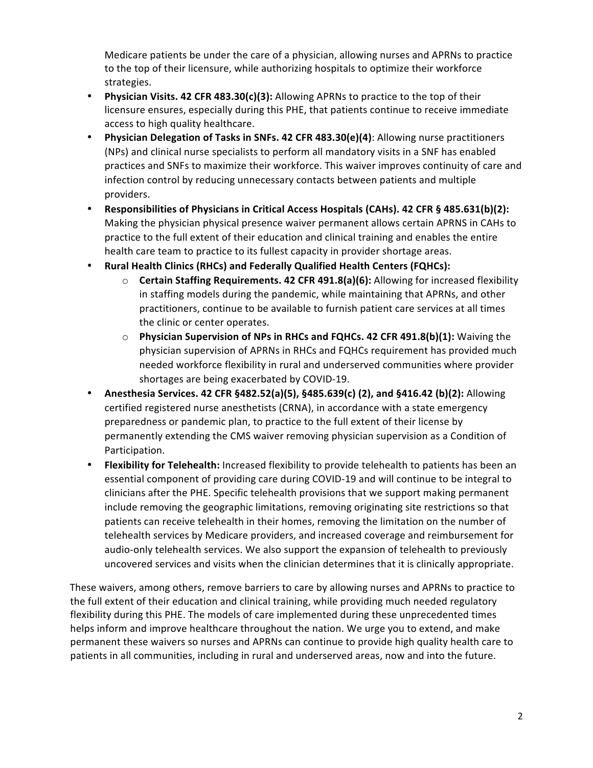Medicare patients be under the care of a physician, allowing nurses and APRNs to practice to the top of their licensure, while authorizing hospitals to optimize their workforce strategies.

- **Physician Visits. 42 CFR 483.30(c)(3):** Allowing APRNs to practice to the top of their licensure ensures, especially during this PHE, that patients continue to receive immediate access to high quality healthcare.
- **Physician Delegation of Tasks in SNFs. 42 CFR 483.30(e)(4)**: Allowing nurse practitioners (NPs) and clinical nurse specialists to perform all mandatory visits in a SNF has enabled practices and SNFs to maximize their workforce. This waiver improves continuity of care and infection control by reducing unnecessary contacts between patients and multiple providers.
- **Responsibilities of Physicians in Critical Access Hospitals (CAHs). 42 CFR § 485.631(b)(2):** Making the physician physical presence waiver permanent allows certain APRNS in CAHs to practice to the full extent of their education and clinical training and enables the entire health care team to practice to its fullest capacity in provider shortage areas.
- **Rural Health Clinics (RHCs) and Federally Qualified Health Centers (FQHCs):**
  - **Certain Staffing Requirements. 42 CFR 491.8(a)(6):** Allowing for increased flexibility in staffing models during the pandemic, while maintaining that APRNs, and other practitioners, continue to be available to furnish patient care services at all times the clinic or center operates.
  - **Physician Supervision of NPs in RHCs and FQHCs. 42 CFR 491.8(b)(1):** Waiving the physician supervision of APRNs in RHCs and FQHCs requirement has provided much needed workforce flexibility in rural and underserved communities where provider shortages are being exacerbated by COVID-19.
- **Anesthesia Services. 42 CFR §482.52(a)(5), §485.639(c) (2), and §416.42 (b)(2):** Allowing certified registered nurse anesthetists (CRNA), in accordance with a state emergency preparedness or pandemic plan, to practice to the full extent of their license by permanently extending the CMS waiver removing physician supervision as a Condition of Participation.
- **Flexibility for Telehealth:** Increased flexibility to provide telehealth to patients has been an essential component of providing care during COVID-19 and will continue to be integral to clinicians after the PHE. Specific telehealth provisions that we support making permanent include removing the geographic limitations, removing originating site restrictions so that patients can receive telehealth in their homes, removing the limitation on the number of telehealth services by Medicare providers, and increased coverage and reimbursement for audio-only telehealth services. We also support the expansion of telehealth to previously uncovered services and visits when the clinician determines that it is clinically appropriate.

These waivers, among others, remove barriers to care by allowing nurses and APRNs to practice to the full extent of their education and clinical training, while providing much needed regulatory flexibility during this PHE. The models of care implemented during these unprecedented times helps inform and improve healthcare throughout the nation. We urge you to extend, and make permanent these waivers so nurses and APRNs can continue to provide high quality health care to patients in all communities, including in rural and underserved areas, now and into the future.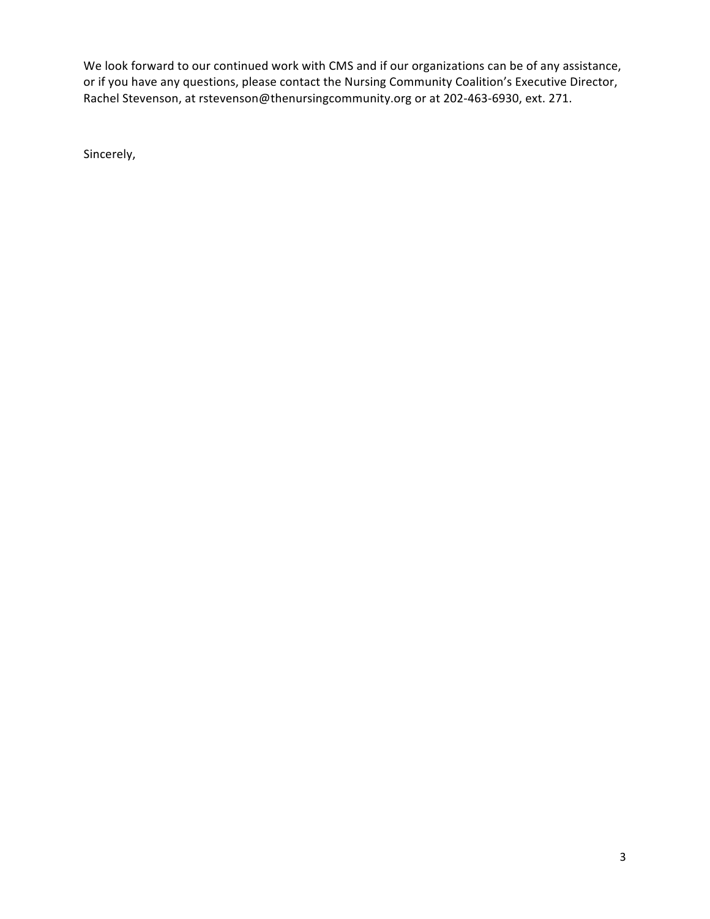We look forward to our continued work with CMS and if our organizations can be of any assistance, or if you have any questions, please contact the Nursing Community Coalition's Executive Director, Rachel Stevenson, at rstevenson@thenursingcommunity.org or at 202-463-6930, ext. 271.

Sincerely,